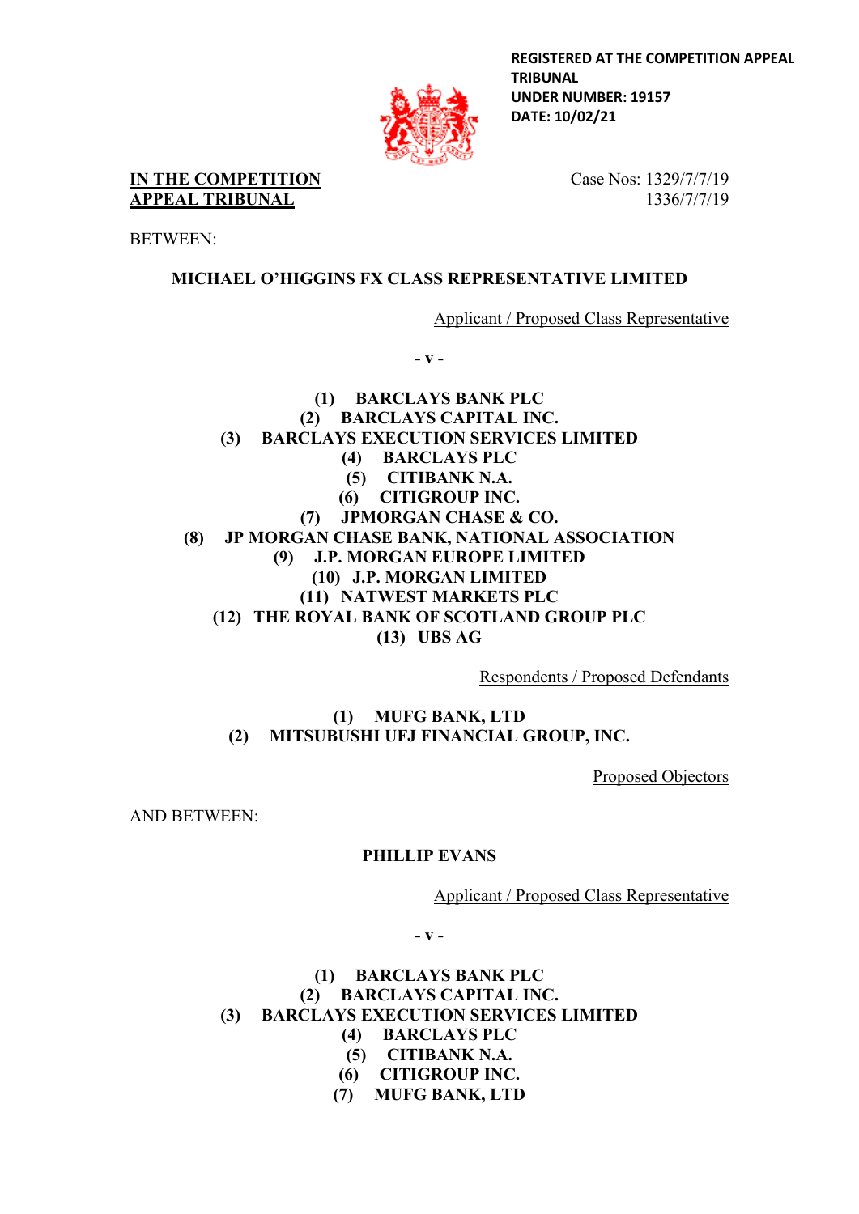**REGISTERED AT THE COMPETITION APPEAL TRIBUNAL**
**UNDER NUMBER: 19157**
**DATE: 10/02/21**

**IN THE COMPETITION APPEAL TRIBUNAL**

Case Nos: 1329/7/7/19
1336/7/7/19

BETWEEN:

**MICHAEL O'HIGGINS FX CLASS REPRESENTATIVE LIMITED**

Applicant / Proposed Class Representative

**- v -**

**(1) BARCLAYS BANK PLC**
**(2) BARCLAYS CAPITAL INC.**
**(3) BARCLAYS EXECUTION SERVICES LIMITED**
**(4) BARCLAYS PLC**
**(5) CITIBANK N.A.**
**(6) CITIGROUP INC.**
**(7) JPMORGAN CHASE & CO.**
**(8) JP MORGAN CHASE BANK, NATIONAL ASSOCIATION**
**(9) J.P. MORGAN EUROPE LIMITED**
**(10) J.P. MORGAN LIMITED**
**(11) NATWEST MARKETS PLC**
**(12) THE ROYAL BANK OF SCOTLAND GROUP PLC**
**(13) UBS AG**

Respondents / Proposed Defendants

**(1) MUFG BANK, LTD**
**(2) MITSUBISHI UFJ FINANCIAL GROUP, INC.**

Proposed Objectors

AND BETWEEN:

**PHILLIP EVANS**

Applicant / Proposed Class Representative

**- v -**

**(1) BARCLAYS BANK PLC**
**(2) BARCLAYS CAPITAL INC.**
**(3) BARCLAYS EXECUTION SERVICES LIMITED**
**(4) BARCLAYS PLC**
**(5) CITIBANK N.A.**
**(6) CITIGROUP INC.**
**(7) MUFG BANK, LTD**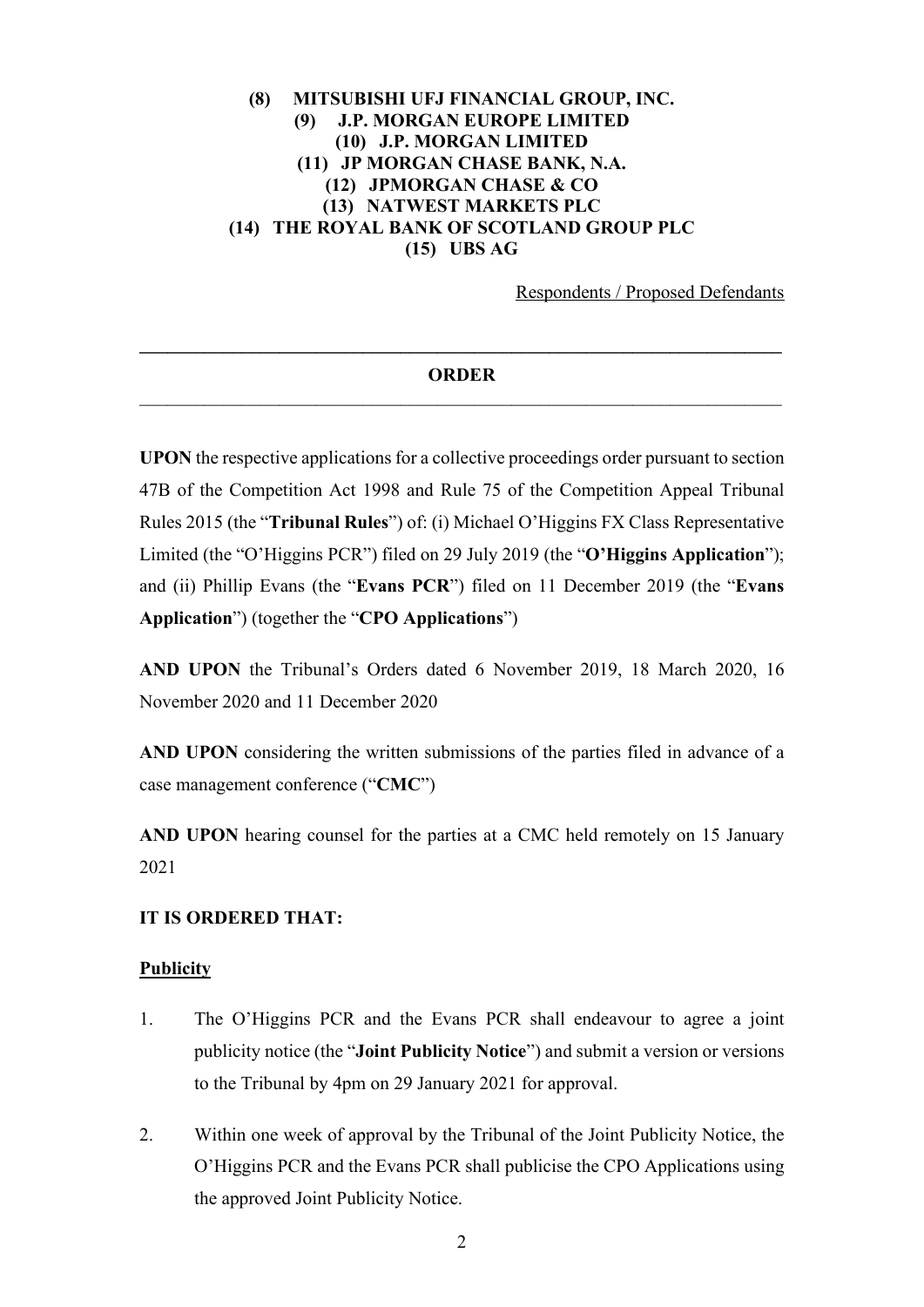**(8) MITSUBISHI UFJ FINANCIAL GROUP, INC.**
**(9) J.P. MORGAN EUROPE LIMITED**
**(10) J.P. MORGAN LIMITED**
**(11) JP MORGAN CHASE BANK, N.A.**
**(12) JPMORGAN CHASE & CO**
**(13) NATWEST MARKETS PLC**
**(14) THE ROYAL BANK OF SCOTLAND GROUP PLC**
**(15) UBS AG**

Respondents / Proposed Defendants

---

**ORDER**

---

**UPON** the respective applications for a collective proceedings order pursuant to section 47B of the Competition Act 1998 and Rule 75 of the Competition Appeal Tribunal Rules 2015 (the "**Tribunal Rules**") of: (i) Michael O'Higgins FX Class Representative Limited (the "O'Higgins PCR") filed on 29 July 2019 (the "**O'Higgins Application**"); and (ii) Phillip Evans (the "**Evans PCR**") filed on 11 December 2019 (the "**Evans Application**") (together the "**CPO Applications**")

**AND UPON** the Tribunal's Orders dated 6 November 2019, 18 March 2020, 16 November 2020 and 11 December 2020

**AND UPON** considering the written submissions of the parties filed in advance of a case management conference ("**CMC**")

**AND UPON** hearing counsel for the parties at a CMC held remotely on 15 January 2021

**IT IS ORDERED THAT:**

**Publicity**

1. The O'Higgins PCR and the Evans PCR shall endeavour to agree a joint publicity notice (the "**Joint Publicity Notice**") and submit a version or versions to the Tribunal by 4pm on 29 January 2021 for approval.

2. Within one week of approval by the Tribunal of the Joint Publicity Notice, the O'Higgins PCR and the Evans PCR shall publicise the CPO Applications using the approved Joint Publicity Notice.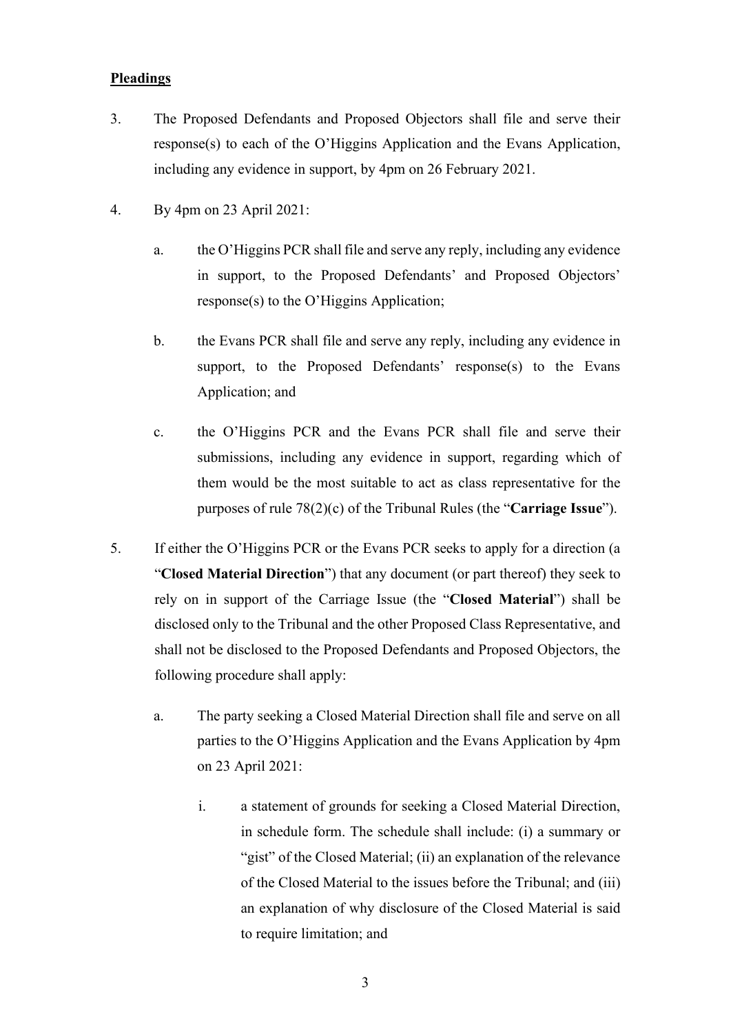**Pleadings**

3. The Proposed Defendants and Proposed Objectors shall file and serve their response(s) to each of the O'Higgins Application and the Evans Application, including any evidence in support, by 4pm on 26 February 2021.

4. By 4pm on 23 April 2021:

   a. the O'Higgins PCR shall file and serve any reply, including any evidence in support, to the Proposed Defendants' and Proposed Objectors' response(s) to the O'Higgins Application;

   b. the Evans PCR shall file and serve any reply, including any evidence in support, to the Proposed Defendants' response(s) to the Evans Application; and

   c. the O'Higgins PCR and the Evans PCR shall file and serve their submissions, including any evidence in support, regarding which of them would be the most suitable to act as class representative for the purposes of rule 78(2)(c) of the Tribunal Rules (the "**Carriage Issue**").

5. If either the O'Higgins PCR or the Evans PCR seeks to apply for a direction (a "**Closed Material Direction**") that any document (or part thereof) they seek to rely on in support of the Carriage Issue (the "**Closed Material**") shall be disclosed only to the Tribunal and the other Proposed Class Representative, and shall not be disclosed to the Proposed Defendants and Proposed Objectors, the following procedure shall apply:

   a. The party seeking a Closed Material Direction shall file and serve on all parties to the O'Higgins Application and the Evans Application by 4pm on 23 April 2021:

      i. a statement of grounds for seeking a Closed Material Direction, in schedule form. The schedule shall include: (i) a summary or "gist" of the Closed Material; (ii) an explanation of the relevance of the Closed Material to the issues before the Tribunal; and (iii) an explanation of why disclosure of the Closed Material is said to require limitation; and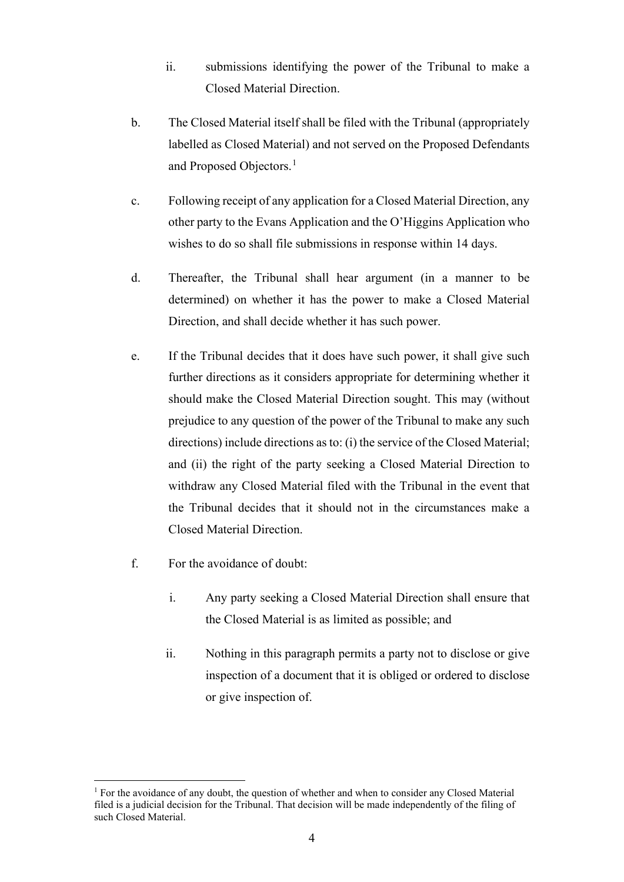ii. submissions identifying the power of the Tribunal to make a Closed Material Direction.

b. The Closed Material itself shall be filed with the Tribunal (appropriately labelled as Closed Material) and not served on the Proposed Defendants and Proposed Objectors.[1]

c. Following receipt of any application for a Closed Material Direction, any other party to the Evans Application and the O'Higgins Application who wishes to do so shall file submissions in response within 14 days.

d. Thereafter, the Tribunal shall hear argument (in a manner to be determined) on whether it has the power to make a Closed Material Direction, and shall decide whether it has such power.

e. If the Tribunal decides that it does have such power, it shall give such further directions as it considers appropriate for determining whether it should make the Closed Material Direction sought. This may (without prejudice to any question of the power of the Tribunal to make any such directions) include directions as to: (i) the service of the Closed Material; and (ii) the right of the party seeking a Closed Material Direction to withdraw any Closed Material filed with the Tribunal in the event that the Tribunal decides that it should not in the circumstances make a Closed Material Direction.

f. For the avoidance of doubt:

   i. Any party seeking a Closed Material Direction shall ensure that the Closed Material is as limited as possible; and

   ii. Nothing in this paragraph permits a party not to disclose or give inspection of a document that it is obliged or ordered to disclose or give inspection of.

---

[1] For the avoidance of any doubt, the question of whether and when to consider any Closed Material filed is a judicial decision for the Tribunal. That decision will be made independently of the filing of such Closed Material.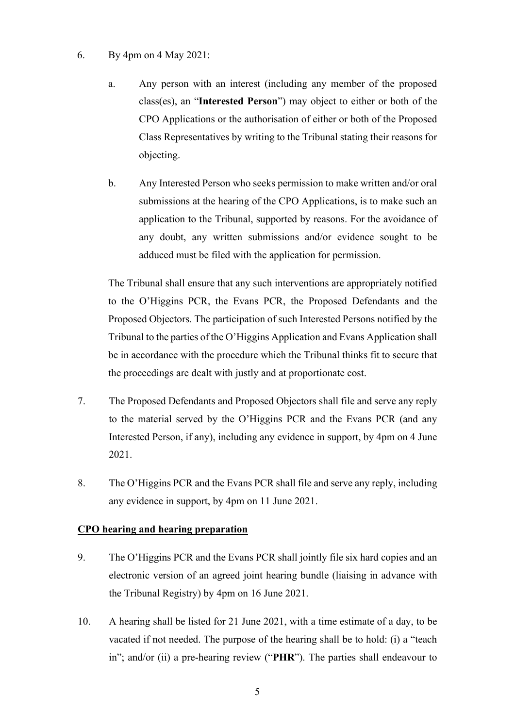6. By 4pm on 4 May 2021:

   a. Any person with an interest (including any member of the proposed class(es), an "**Interested Person**") may object to either or both of the CPO Applications or the authorisation of either or both of the Proposed Class Representatives by writing to the Tribunal stating their reasons for objecting.

   b. Any Interested Person who seeks permission to make written and/or oral submissions at the hearing of the CPO Applications, is to make such an application to the Tribunal, supported by reasons. For the avoidance of any doubt, any written submissions and/or evidence sought to be adduced must be filed with the application for permission.

   The Tribunal shall ensure that any such interventions are appropriately notified to the O'Higgins PCR, the Evans PCR, the Proposed Defendants and the Proposed Objectors. The participation of such Interested Persons notified by the Tribunal to the parties of the O'Higgins Application and Evans Application shall be in accordance with the procedure which the Tribunal thinks fit to secure that the proceedings are dealt with justly and at proportionate cost.

7. The Proposed Defendants and Proposed Objectors shall file and serve any reply to the material served by the O'Higgins PCR and the Evans PCR (and any Interested Person, if any), including any evidence in support, by 4pm on 4 June 2021.

8. The O'Higgins PCR and the Evans PCR shall file and serve any reply, including any evidence in support, by 4pm on 11 June 2021.

**<u>CPO hearing and hearing preparation</u>**

9. The O'Higgins PCR and the Evans PCR shall jointly file six hard copies and an electronic version of an agreed joint hearing bundle (liaising in advance with the Tribunal Registry) by 4pm on 16 June 2021.

10. A hearing shall be listed for 21 June 2021, with a time estimate of a day, to be vacated if not needed. The purpose of the hearing shall be to hold: (i) a "teach in"; and/or (ii) a pre-hearing review ("**PHR**"). The parties shall endeavour to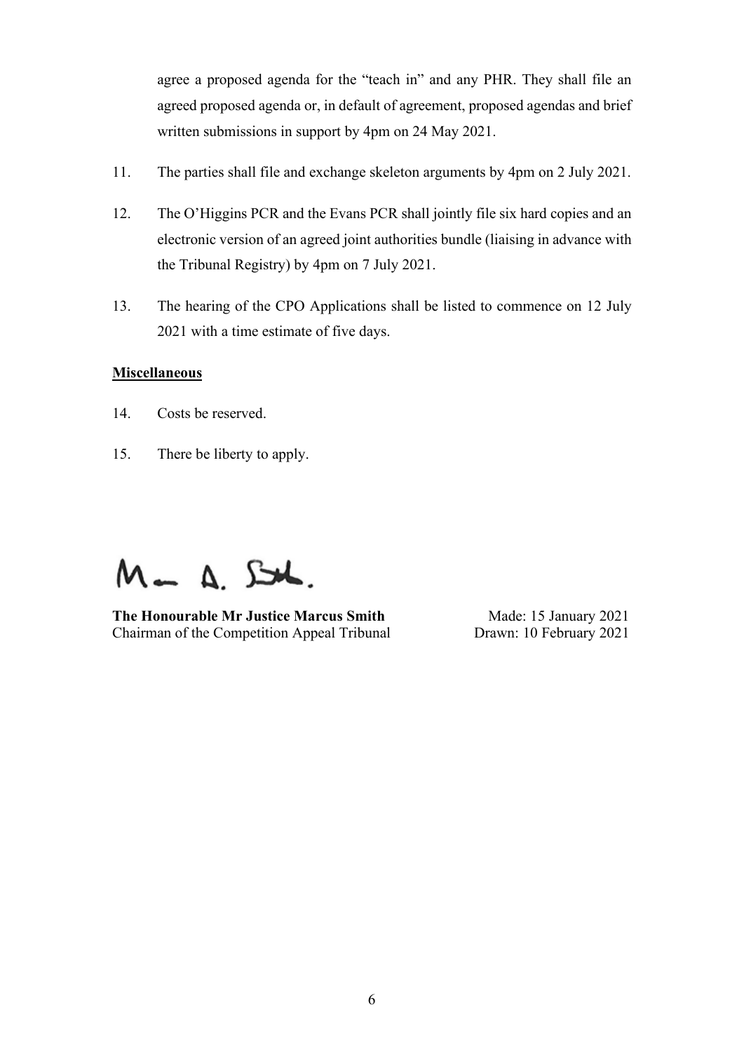agree a proposed agenda for the "teach in" and any PHR. They shall file an agreed proposed agenda or, in default of agreement, proposed agendas and brief written submissions in support by 4pm on 24 May 2021.

11. The parties shall file and exchange skeleton arguments by 4pm on 2 July 2021.

12. The O'Higgins PCR and the Evans PCR shall jointly file six hard copies and an electronic version of an agreed joint authorities bundle (liaising in advance with the Tribunal Registry) by 4pm on 7 July 2021.

13. The hearing of the CPO Applications shall be listed to commence on 12 July 2021 with a time estimate of five days.

**Miscellaneous**

14. Costs be reserved.

15. There be liberty to apply.

**The Honourable Mr Justice Marcus Smith**
Chairman of the Competition Appeal Tribunal

Made: 15 January 2021
Drawn: 10 February 2021